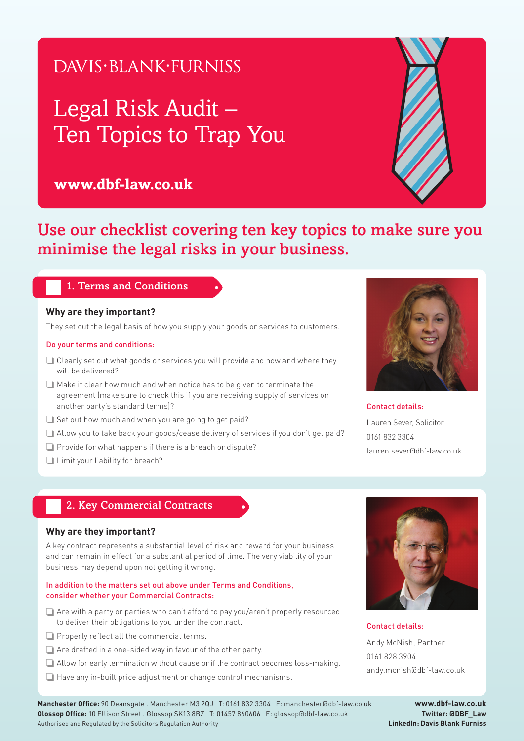DAVIS·BLANK·FURNISS

# Legal Risk Audit – Ten Topics to Trap You

**www.dbf-law.co.uk**

## Use our checklist covering ten key topics to make sure you minimise the legal risks in your business.

## 1. Terms and Conditions

### Why are they important?

They set out the legal basis of how you supply your goods or services to customers.

Do your terms and conditions:

- ❑ Clearly set out what goods or services you will provide and how and where they will be delivered?
- ❑ Make it clear how much and when notice has to be given to terminate the agreement (make sure to check this if you are receiving supply of services on another party's standard terms)?
- ❑ Set out how much and when you are going to get paid?
- ❑ Allow you to take back your goods/cease delivery of services if you don't get paid?
- ❑ Provide for what happens if there is a breach or dispute?
- ❑ Limit your liability for breach?

Contact details:

Lauren Sever, Solicitor
0161 832 3304
lauren.sever@dbf-law.co.uk

## 2. Key Commercial Contracts

### Why are they important?

A key contract represents a substantial level of risk and reward for your business and can remain in effect for a substantial period of time. The very viability of your business may depend upon not getting it wrong.

In addition to the matters set out above under Terms and Conditions, consider whether your Commercial Contracts:

- ❑ Are with a party or parties who can't afford to pay you/aren't properly resourced to deliver their obligations to you under the contract.
- ❑ Properly reflect all the commercial terms.
- ❑ Are drafted in a one-sided way in favour of the other party.
- ❑ Allow for early termination without cause or if the contract becomes loss-making.
- ❑ Have any in-built price adjustment or change control mechanisms.

Contact details:

Andy McNish, Partner
0161 828 3904
andy.mcnish@dbf-law.co.uk

**Manchester Office:** 90 Deansgate . Manchester M3 2QJ T: 0161 832 3304 E: manchester@dbf-law.co.uk
**Glossop Office:** 10 Ellison Street . Glossop SK13 8BZ T: 01457 860606 E: glossop@dbf-law.co.uk
Authorised and Regulated by the Solicitors Regulation Authority

**www.dbf-law.co.uk**
**Twitter: @DBF_Law**
**LinkedIn: Davis Blank Furniss**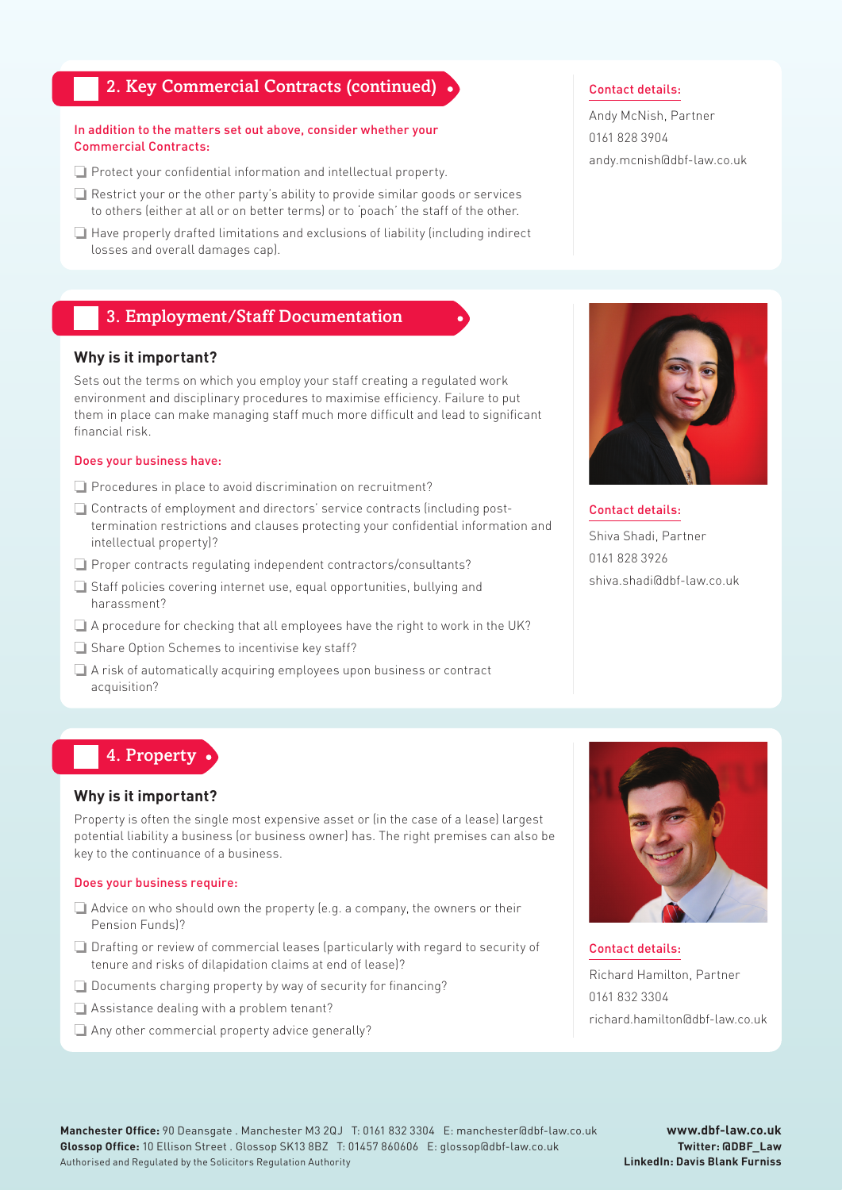## 2. Key Commercial Contracts (continued)

In addition to the matters set out above, consider whether your Commercial Contracts:

- ❑ Protect your confidential information and intellectual property.
- ❑ Restrict your or the other party's ability to provide similar goods or services to others (either at all or on better terms) or to 'poach' the staff of the other.
- ❑ Have properly drafted limitations and exclusions of liability (including indirect losses and overall damages cap).

**Contact details:**

Andy McNish, Partner
0161 828 3904
andy.mcnish@dbf-law.co.uk

## 3. Employment/Staff Documentation

### Why is it important?

Sets out the terms on which you employ your staff creating a regulated work environment and disciplinary procedures to maximise efficiency. Failure to put them in place can make managing staff much more difficult and lead to significant financial risk.

Does your business have:

- ❑ Procedures in place to avoid discrimination on recruitment?
- ❑ Contracts of employment and directors' service contracts (including post-termination restrictions and clauses protecting your confidential information and intellectual property)?
- ❑ Proper contracts regulating independent contractors/consultants?
- ❑ Staff policies covering internet use, equal opportunities, bullying and harassment?
- ❑ A procedure for checking that all employees have the right to work in the UK?
- ❑ Share Option Schemes to incentivise key staff?
- ❑ A risk of automatically acquiring employees upon business or contract acquisition?

**Contact details:**

Shiva Shadi, Partner
0161 828 3926
shiva.shadi@dbf-law.co.uk

## 4. Property

### Why is it important?

Property is often the single most expensive asset or (in the case of a lease) largest potential liability a business (or business owner) has. The right premises can also be key to the continuance of a business.

Does your business require:

- ❑ Advice on who should own the property (e.g. a company, the owners or their Pension Funds)?
- ❑ Drafting or review of commercial leases (particularly with regard to security of tenure and risks of dilapidation claims at end of lease)?
- ❑ Documents charging property by way of security for financing?
- ❑ Assistance dealing with a problem tenant?
- ❑ Any other commercial property advice generally?

**Contact details:**

Richard Hamilton, Partner
0161 832 3304
richard.hamilton@dbf-law.co.uk

**Manchester Office:** 90 Deansgate . Manchester M3 2QJ T: 0161 832 3304 E: manchester@dbf-law.co.uk
**Glossop Office:** 10 Ellison Street . Glossop SK13 8BZ T: 01457 860606 E: glossop@dbf-law.co.uk
Authorised and Regulated by the Solicitors Regulation Authority

**www.dbf-law.co.uk**
**Twitter: @DBF_Law**
**LinkedIn: Davis Blank Furniss**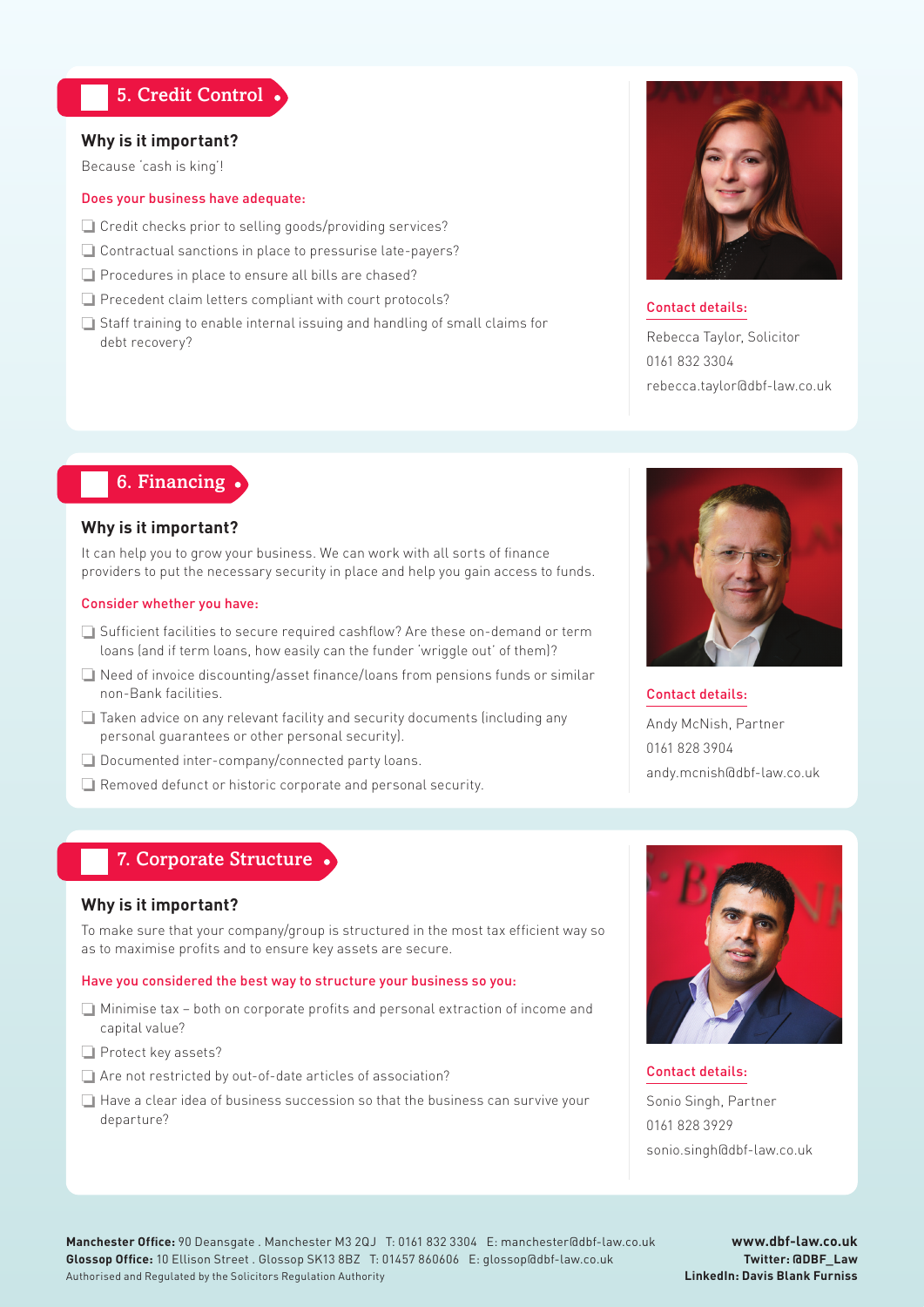## 5. Credit Control

### Why is it important?

Because 'cash is king'!

**Does your business have adequate:**

- ❑ Credit checks prior to selling goods/providing services?
- ❑ Contractual sanctions in place to pressurise late-payers?
- ❑ Procedures in place to ensure all bills are chased?
- ❑ Precedent claim letters compliant with court protocols?
- ❑ Staff training to enable internal issuing and handling of small claims for debt recovery?

**Contact details:**

Rebecca Taylor, Solicitor
0161 832 3304
rebecca.taylor@dbf-law.co.uk

## 6. Financing

### Why is it important?

It can help you to grow your business. We can work with all sorts of finance providers to put the necessary security in place and help you gain access to funds.

**Consider whether you have:**

- ❑ Sufficient facilities to secure required cashflow? Are these on-demand or term loans (and if term loans, how easily can the funder 'wriggle out' of them)?
- ❑ Need of invoice discounting/asset finance/loans from pensions funds or similar non-Bank facilities.
- ❑ Taken advice on any relevant facility and security documents (including any personal guarantees or other personal security).
- ❑ Documented inter-company/connected party loans.
- ❑ Removed defunct or historic corporate and personal security.

**Contact details:**

Andy McNish, Partner
0161 828 3904
andy.mcnish@dbf-law.co.uk

## 7. Corporate Structure

### Why is it important?

To make sure that your company/group is structured in the most tax efficient way so as to maximise profits and to ensure key assets are secure.

**Have you considered the best way to structure your business so you:**

- ❑ Minimise tax – both on corporate profits and personal extraction of income and capital value?
- ❑ Protect key assets?
- ❑ Are not restricted by out-of-date articles of association?
- ❑ Have a clear idea of business succession so that the business can survive your departure?

**Contact details:**

Sonio Singh, Partner
0161 828 3929
sonio.singh@dbf-law.co.uk

**Manchester Office:** 90 Deansgate . Manchester M3 2QJ T: 0161 832 3304 E: manchester@dbf-law.co.uk
**Glossop Office:** 10 Ellison Street . Glossop SK13 8BZ T: 01457 860606 E: glossop@dbf-law.co.uk
Authorised and Regulated by the Solicitors Regulation Authority

**www.dbf-law.co.uk**
**Twitter: @DBF_Law**
**LinkedIn: Davis Blank Furniss**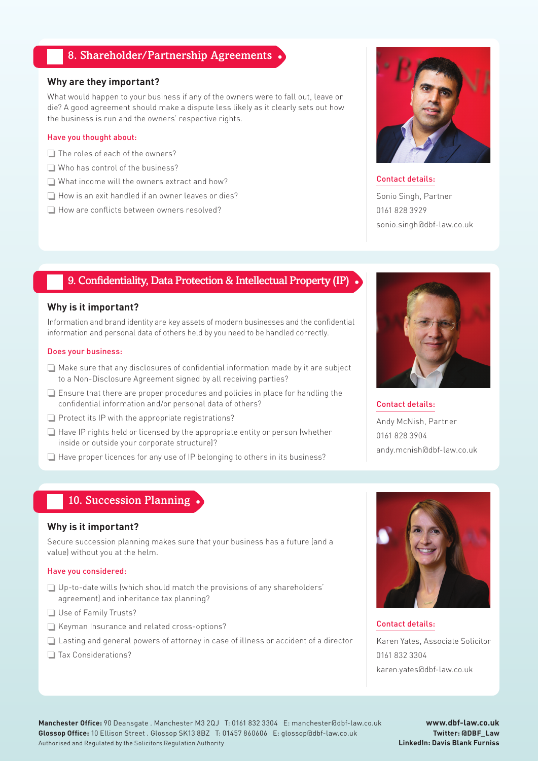## 8. Shareholder/Partnership Agreements

### Why are they important?

What would happen to your business if any of the owners were to fall out, leave or die? A good agreement should make a dispute less likely as it clearly sets out how the business is run and the owners' respective rights.

**Have you thought about:**

- ❑ The roles of each of the owners?
- ❑ Who has control of the business?
- ❑ What income will the owners extract and how?
- ❑ How is an exit handled if an owner leaves or dies?
- ❑ How are conflicts between owners resolved?

**Contact details:**

Sonio Singh, Partner
0161 828 3929
sonio.singh@dbf-law.co.uk

## 9. Confidentiality, Data Protection & Intellectual Property (IP)

### Why is it important?

Information and brand identity are key assets of modern businesses and the confidential information and personal data of others held by you need to be handled correctly.

**Does your business:**

- ❑ Make sure that any disclosures of confidential information made by it are subject to a Non-Disclosure Agreement signed by all receiving parties?
- ❑ Ensure that there are proper procedures and policies in place for handling the confidential information and/or personal data of others?
- ❑ Protect its IP with the appropriate registrations?
- ❑ Have IP rights held or licensed by the appropriate entity or person (whether inside or outside your corporate structure)?
- ❑ Have proper licences for any use of IP belonging to others in its business?

**Contact details:**

Andy McNish, Partner
0161 828 3904
andy.mcnish@dbf-law.co.uk

## 10. Succession Planning

### Why is it important?

Secure succession planning makes sure that your business has a future (and a value) without you at the helm.

**Have you considered:**

- ❑ Up-to-date wills (which should match the provisions of any shareholders' agreement) and inheritance tax planning?
- ❑ Use of Family Trusts?
- ❑ Keyman Insurance and related cross-options?
- ❑ Lasting and general powers of attorney in case of illness or accident of a director
- ❑ Tax Considerations?

**Contact details:**

Karen Yates, Associate Solicitor
0161 832 3304
karen.yates@dbf-law.co.uk

**Manchester Office:** 90 Deansgate . Manchester M3 2QJ T: 0161 832 3304 E: manchester@dbf-law.co.uk
**Glossop Office:** 10 Ellison Street . Glossop SK13 8BZ T: 01457 860606 E: glossop@dbf-law.co.uk
Authorised and Regulated by the Solicitors Regulation Authority

**www.dbf-law.co.uk**
**Twitter: @DBF_Law**
**LinkedIn: Davis Blank Furniss**